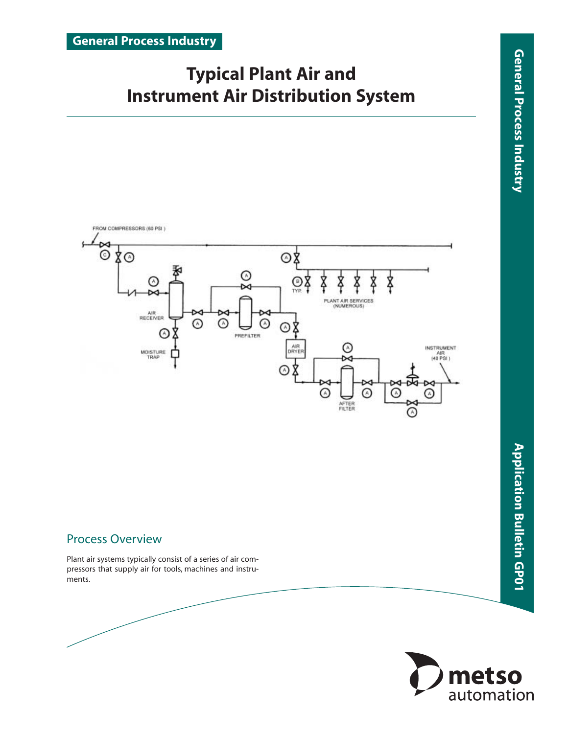General Process Industry

# Typical Plant Air and Instrument Air Distribution System

FROM COMPRESSORS (80 PSI)

AIR RECEIVER

MOISTURE TRAP

PREFILTER

PLANT AIR SERVICES (NUMEROUS)

TYP.

AIR DRYER

AFTER FILTER

INSTRUMENT AIR (40 PSI)

## Process Overview

Plant air systems typically consist of a series of air compressors that supply air for tools, machines and instruments.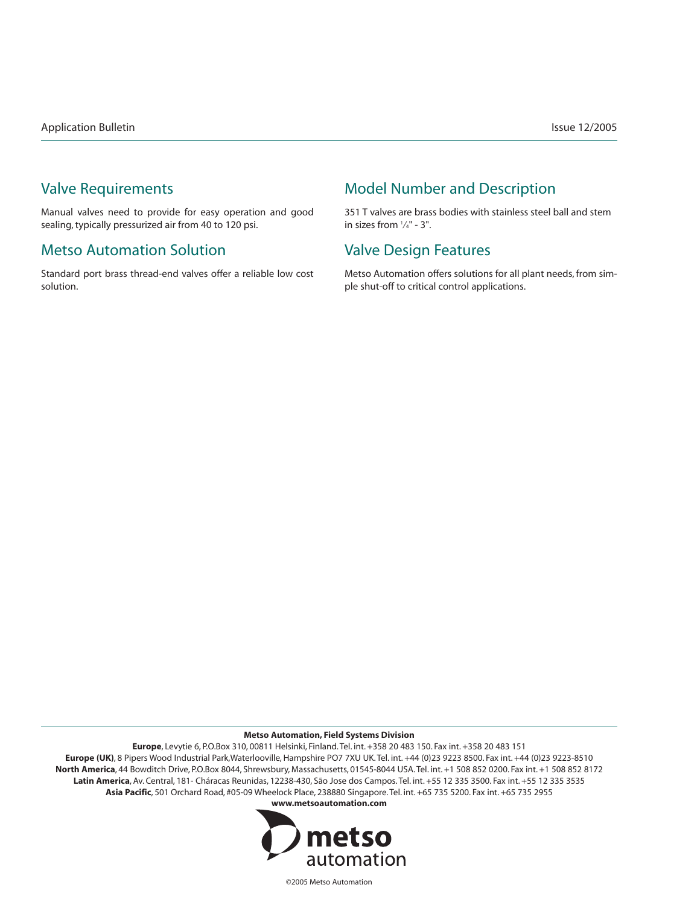## Valve Requirements

Manual valves need to provide for easy operation and good sealing, typically pressurized air from 40 to 120 psi.

## Metso Automation Solution

Standard port brass thread-end valves offer a reliable low cost solution.

## Model Number and Description

351 T valves are brass bodies with stainless steel ball and stem in sizes from 1/4" - 3".

## Valve Design Features

Metso Automation offers solutions for all plant needs, from simple shut-off to critical control applications.

**Metso Automation, Field Systems Division**

**Europe**, Levytie 6, P.O.Box 310, 00811 Helsinki, Finland. Tel. int. +358 20 483 150. Fax int. +358 20 483 151
**Europe (UK)**, 8 Pipers Wood Industrial Park,Waterlooville, Hampshire PO7 7XU UK. Tel. int. +44 (0)23 9223 8500. Fax int. +44 (0)23 9223-8510
**North America**, 44 Bowditch Drive, P.O.Box 8044, Shrewsbury, Massachusetts, 01545-8044 USA. Tel. int. +1 508 852 0200. Fax int. +1 508 852 8172
**Latin America**, Av. Central, 181- Cháracas Reunidas, 12238-430, São Jose dos Campos. Tel. int. +55 12 335 3500. Fax int. +55 12 335 3535
**Asia Pacific**, 501 Orchard Road, #05-09 Wheelock Place, 238880 Singapore. Tel. int. +65 735 5200. Fax int. +65 735 2955
**www.metsoautomation.com**

metso automation

©2005 Metso Automation